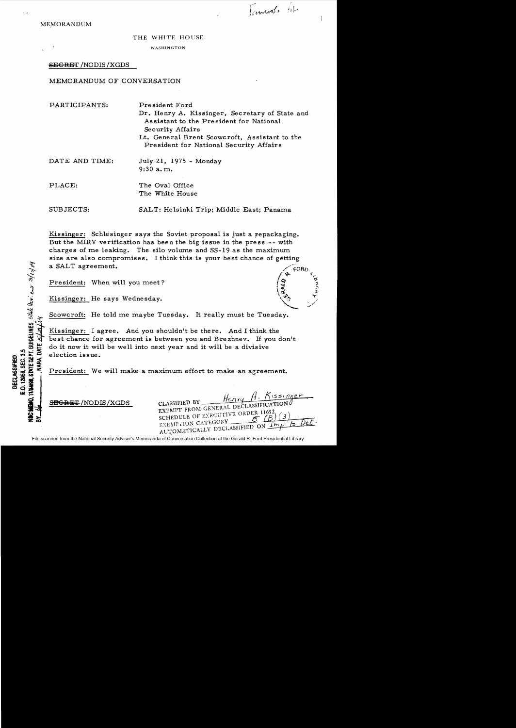MEMORANDUM

THE WHITE HOUSE

WASHINGTON

~~SECRET~~/NODIS/XGDS

MEMORANDUM OF CONVERSATION

PARTICIPANTS: President Ford
Dr. Henry A. Kissinger, Secretary of State and Assistant to the President for National Security Affairs
Lt. General Brent Scowcroft, Assistant to the President for National Security Affairs

DATE AND TIME: July 21, 1975 - Monday
9:30 a.m.

PLACE: The Oval Office
The White House

SUBJECTS: SALT; Helsinki Trip; Middle East; Panama

Kissinger: Schlesinger says the Soviet proposal is just a repackaging. But the MIRV verification has been the big issue in the press -- with charges of me leaking. The silo volume and SS-19 as the maximum size are also compromises. I think this is your best chance of getting a SALT agreement.

President: When will you meet?

Kissinger: He says Wednesday.

Scowcroft: He told me maybe Tuesday. It really must be Tuesday.

Kissinger: I agree. And you shouldn't be there. And I think the best chance for agreement is between you and Brezhnev. If you don't do it now it will be well into next year and it will be a divisive election issue.

President: We will make a maximum effort to make an agreement.

~~SECRET~~/NODIS/XGDS

CLASSIFIED BY Henry A. Kissinger
EXEMPT FROM GENERAL DECLASSIFICATION SCHEDULE OF EXECUTIVE ORDER 11652
EXEMPTION CATEGORY 5 (B) (3)
AUTOMATICALLY DECLASSIFIED ON Imp to Det.

DECLASSIFIED
E.O. 12958, SEC. 3.5
NSC MEMO, 11/24/98, STATE DEPT. GUIDELINES State Dev. ew 3/10/04
BY [illegible], NARA, DATE 5/21/04

File scanned from the National Security Adviser's Memoranda of Conversation Collection at the Gerald R. Ford Presidential Library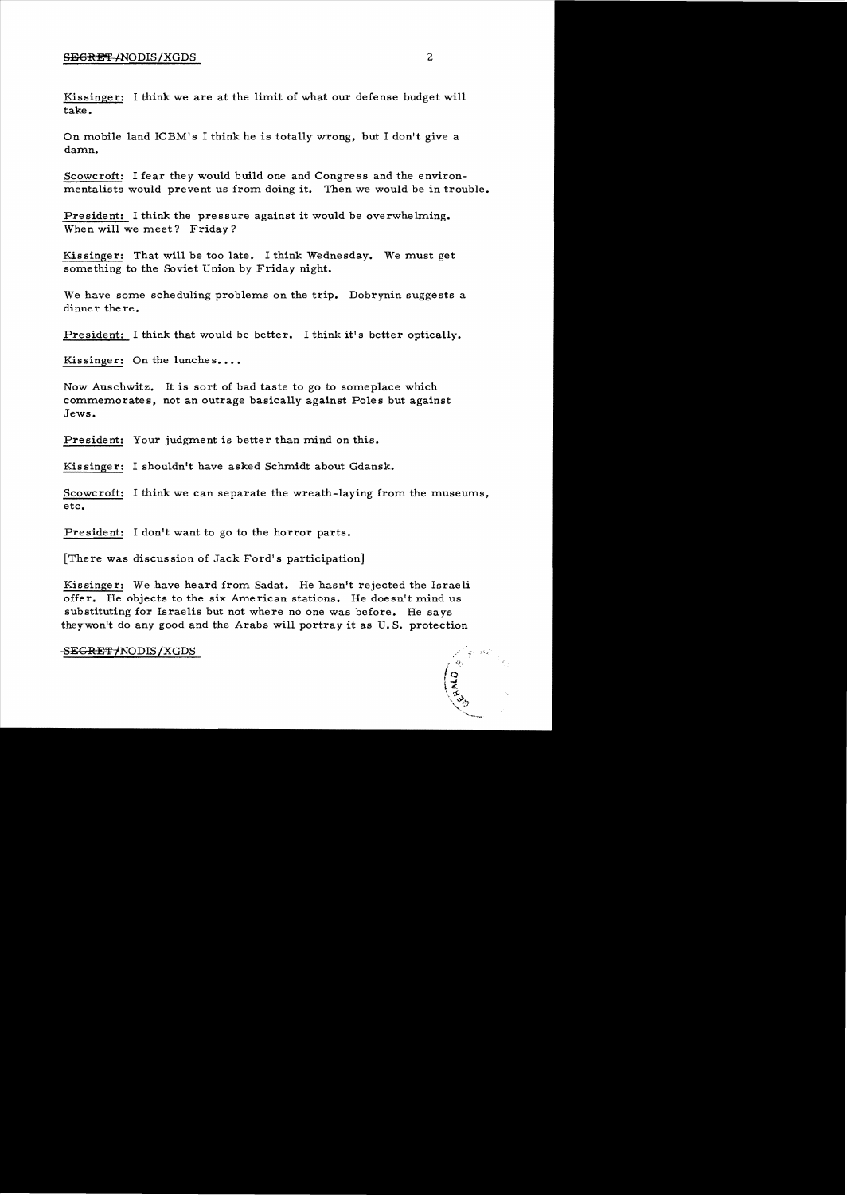Kissinger: I think we are at the limit of what our defense budget will take.

On mobile land ICBM's I think he is totally wrong, but I don't give a damn.

Scowcroft: I fear they would build one and Congress and the environmentalists would prevent us from doing it. Then we would be in trouble.

President: I think the pressure against it would be overwhelming. When will we meet? Friday?

Kissinger: That will be too late. I think Wednesday. We must get something to the Soviet Union by Friday night.

We have some scheduling problems on the trip. Dobrynin suggests a dinner there.

President: I think that would be better. I think it's better optically.

Kissinger: On the lunches....

Now Auschwitz. It is sort of bad taste to go to someplace which commemorates, not an outrage basically against Poles but against Jews.

President: Your judgment is better than mind on this.

Kissinger: I shouldn't have asked Schmidt about Gdansk.

Scowcroft: I think we can separate the wreath-laying from the museums, etc.

President: I don't want to go to the horror parts.

[There was discussion of Jack Ford's participation]

Kissinger: We have heard from Sadat. He hasn't rejected the Israeli offer. He objects to the six American stations. He doesn't mind us substituting for Israelis but not where no one was before. He says they won't do any good and the Arabs will portray it as U.S. protection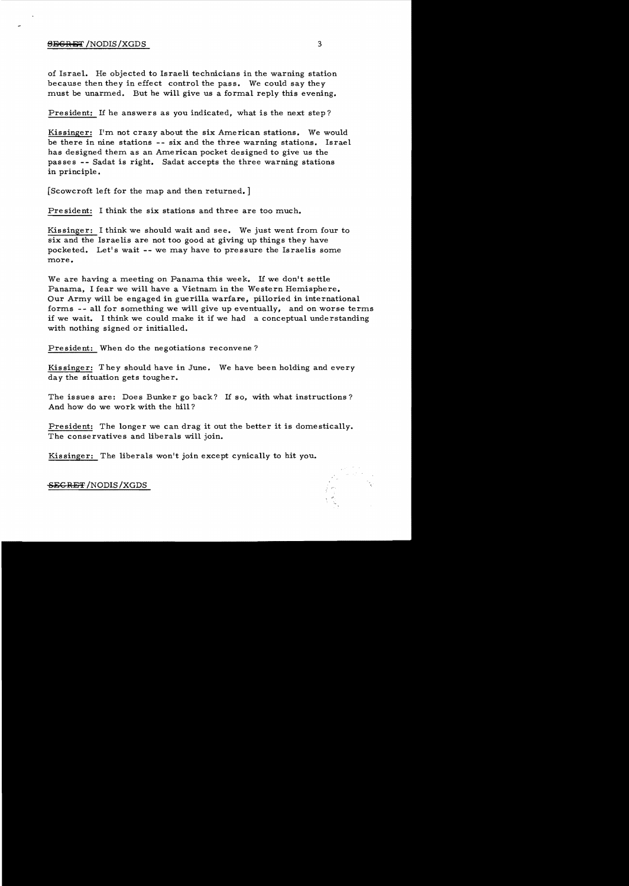of Israel. He objected to Israeli technicians in the warning station because then they in effect control the pass. We could say they must be unarmed. But he will give us a formal reply this evening.

President: If he answers as you indicated, what is the next step?

Kissinger: I'm not crazy about the six American stations. We would be there in nine stations -- six and the three warning stations. Israel has designed them as an American pocket designed to give us the passes -- Sadat is right. Sadat accepts the three warning stations in principle.

[Scowcroft left for the map and then returned.]

President: I think the six stations and three are too much.

Kissinger: I think we should wait and see. We just went from four to six and the Israelis are not too good at giving up things they have pocketed. Let's wait -- we may have to pressure the Israelis some more.

We are having a meeting on Panama this week. If we don't settle Panama, I fear we will have a Vietnam in the Western Hemisphere. Our Army will be engaged in guerilla warfare, pilloried in international forms -- all for something we will give up eventually, and on worse terms if we wait. I think we could make it if we had a conceptual understanding with nothing signed or initialled.

President: When do the negotiations reconvene?

Kissinger: They should have in June. We have been holding and every day the situation gets tougher.

The issues are: Does Bunker go back? If so, with what instructions? And how do we work with the hill?

President: The longer we can drag it out the better it is domestically. The conservatives and liberals will join.

Kissinger: The liberals won't join except cynically to hit you.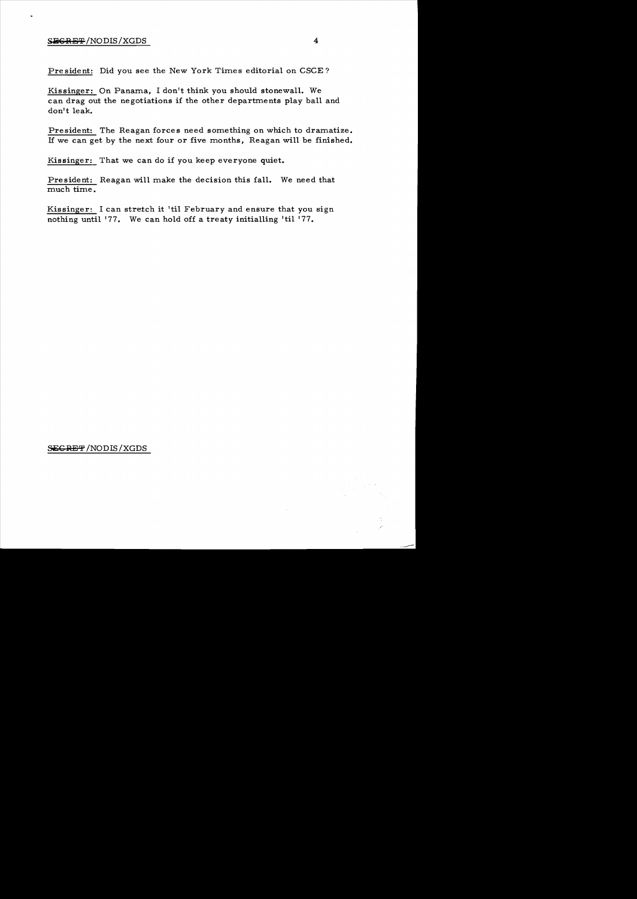President: Did you see the New York Times editorial on CSCE?

Kissinger: On Panama, I don't think you should stonewall. We can drag out the negotiations if the other departments play ball and don't leak.

President: The Reagan forces need something on which to dramatize. If we can get by the next four or five months, Reagan will be finished.

Kissinger: That we can do if you keep everyone quiet.

President: Reagan will make the decision this fall. We need that much time.

Kissinger: I can stretch it 'til February and ensure that you sign nothing until '77. We can hold off a treaty initialling 'til '77.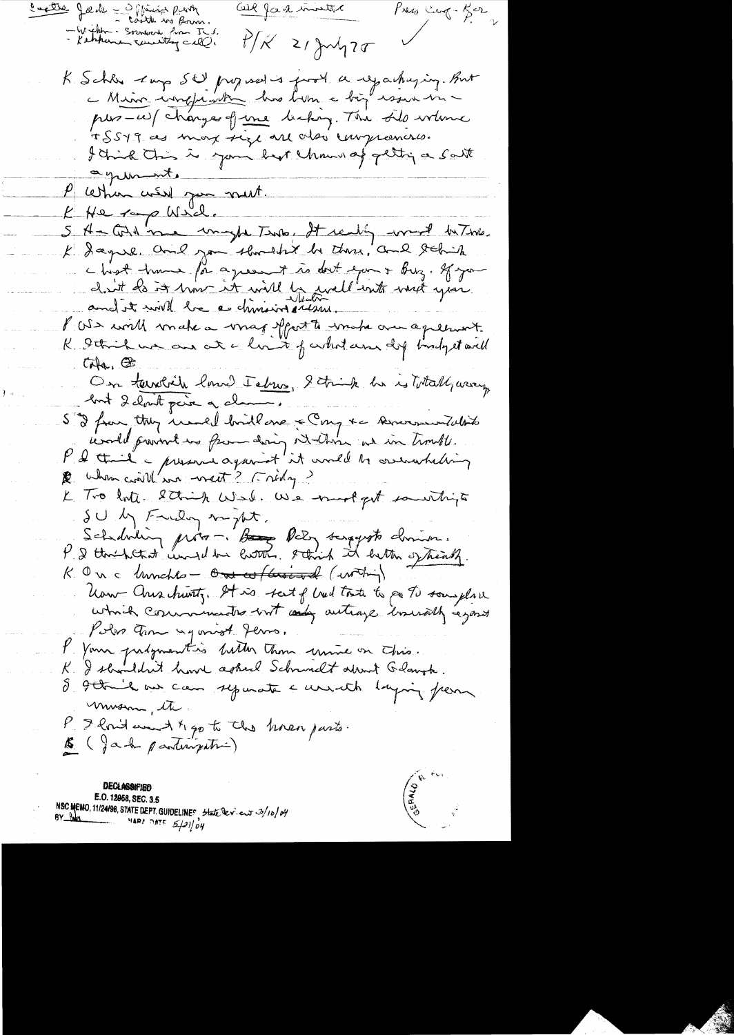Castle Jack - Officers party - Castle vs Brown. - Wickham - Svoboda from Tel. - Kathmandu country call.

Coll Jack invited

Press Conf - Kor

P/K 21 July 75

K Schles says SU proposal is just as egregious. But a Main Ingredient has been a big issue in pers - w/ changes of one being. The silo volume + SS-19 as max size are also conspicuous. I think this is your last chance of getting a Salt agreement.

P When would you meet.

K He says Wed.

S A-Gold [?] me maybe Tues. It really must be Tues.

K I agree. And you shouldn't be there, and I think a best time for agreement is but you + Brez. If you don't do it now it will be well into next year and it will be a divisive election issue.

P We will make a major effort to make an agreement.

K I think we are at a limit of what any Dept body it will take.

On Territorial and Interior, I think he is totally wrong but I don't give a damn.

S I fear they would build one - Cong + a Environmentalists would prevent us from doing it then we in trouble.

P I think a present argument it would be overwhelming.

P When will we meet? Friday?

K Too late. I think Wed. We must get something to SU by Friday night.

Scheduling prob - Berg Doby suggests dinner.

P I thought that would be better. I think it better of health.

K On a luncheon - one (unclear) (writing)

Now Ans. Christy. It is sort of bad taste to go to someplace which commemorates not only outrage historically against Poles than against Jews.

P Your judgment is better than mine on this.

K I shouldn't have asked Schmidt about Gdansk.

S I think we can separate a wreath laying from museum, etc.

P I don't want to go to the horror parts.

S (Jack participation)

DECLASSIFIED
E.O. 12958, SEC. 3.5
NSC MEMO, 11/24/98, STATE DEPT. GUIDELINES State Review 3/10/04
BY [illegible] NARA DATE 5/21/04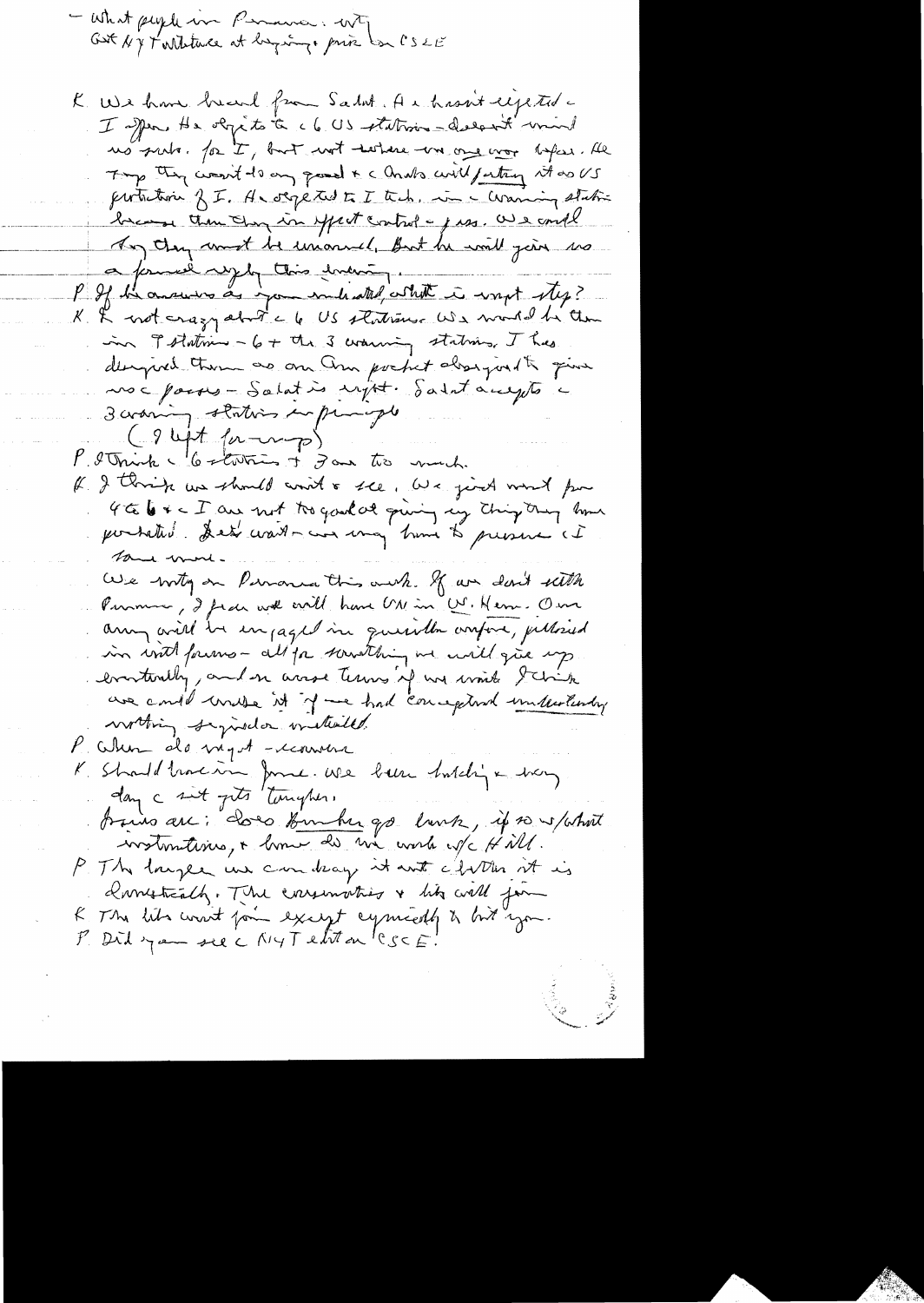– What people in Panama: wt
Got NYT editorial at beginning – praise for CSCE

K. We have heard from Sadat. He hasn't rejected – I offer. He objects to the 6 US stations – doesn't mind us seeing. for I, but not where no one was before. He says they won't do any good & the Arabs will portray it as US protection of I. He objected to I tech. in the warning station because then they in effect control the pass. We could say they must be unmanned. But he will give us a formal reply this evening.

P. If he answers as you indicated, what is next step?

K. I'm not crazy about the 6 US stations. We would be there in I station – 6 + the 3 warning stations. I had designed them as an Am pocket designed to give the passes – Sadat is right. Sadat accepts the 3 warning stations in principle. (I left for meeting)

P. I think the 6 stations + 3 are too much.

K. I think we should wait & see. We just went for 4 to 6 & the I are not too good at giving up things they have protested. Let's wait – we may have to pressure the I some more.

We vote on Panama this week. If we don't settle Panama, I fear we will have UN in W. Hem. Our army will be engaged in guerilla warfare, pilloried in world forums – all for something we will give up eventually, and on worse terms if we wait. I think we could handle it if we had conceptual understanding – nothing signed or initialled.

P. When do we get – economic

K. Should have in June. We are holding & every day the suit gets tougher.

Issues are: does Bunker go back, if so w/what instructions, & how do we work w/c Hill.

P. The longer we can delay it until elections the better it is domestically. The conservatives & libs will join

K. The libs won't join except cynically to hit you.

P. Did you see NYT editorial on CSCE?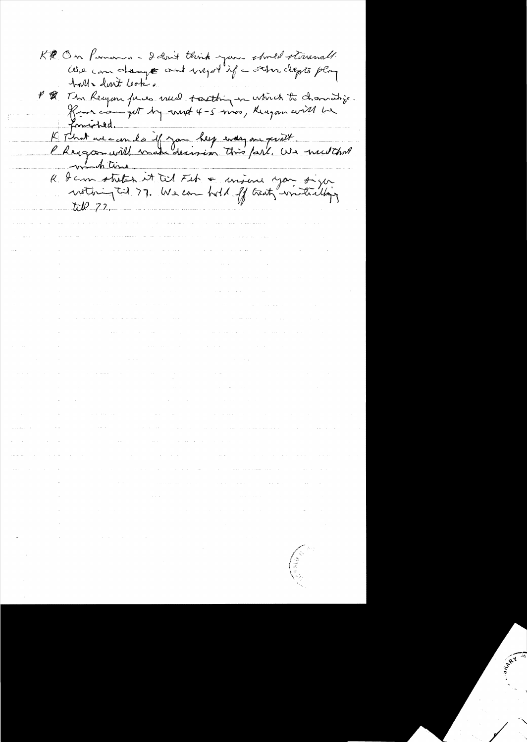K On Panama – I don't think you should stonewall. We can change and adjust if other depts play ball – don't look.

P The Reagan forces need something on which to dramatize. If we can get by next 4-5 mos, Reagan will be finished.

K That we can do if you keep every one quiet.

P Reagan will make decision this fall. We need that much time.

K I can stretch it till Feb & insure you sign nothing til 77. We can hold off treaty initialling till 77.